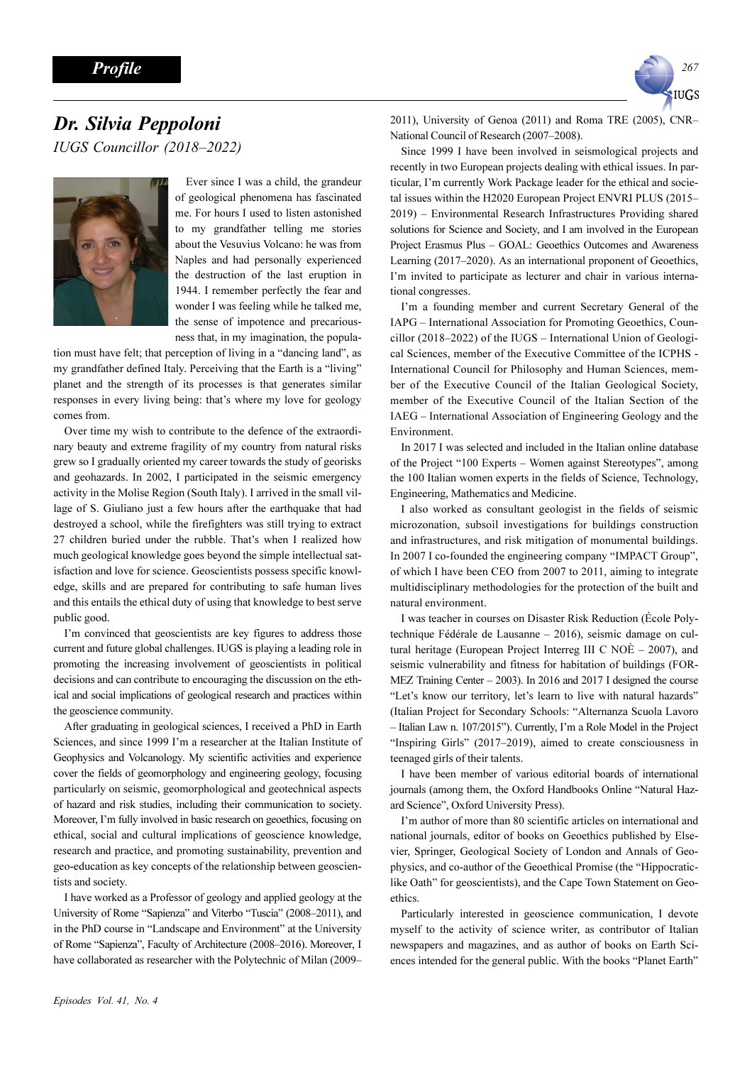**Profile**

# *Dr. Silvia Peppoloni*

*IUGS Councillor (2018–2022)*

Ever since I was a child, the grandeur of geological phenomena has fascinated me. For hours I used to listen astonished to my grandfather telling me stories about the Vesuvius Volcano: he was from Naples and had personally experienced the destruction of the last eruption in 1944. I remember perfectly the fear and wonder I was feeling while he talked me, the sense of impotence and precariousness that, in my imagination, the population must have felt; that perception of living in a "dancing land", as my grandfather defined Italy. Perceiving that the Earth is a "living" planet and the strength of its processes is that generates similar responses in every living being: that's where my love for geology comes from.

Over time my wish to contribute to the defence of the extraordinary beauty and extreme fragility of my country from natural risks grew so I gradually oriented my career towards the study of georisks and geohazards. In 2002, I participated in the seismic emergency activity in the Molise Region (South Italy). I arrived in the small village of S. Giuliano just a few hours after the earthquake that had destroyed a school, while the firefighters was still trying to extract 27 children buried under the rubble. That's when I realized how much geological knowledge goes beyond the simple intellectual satisfaction and love for science. Geoscientists possess specific knowledge, skills and are prepared for contributing to safe human lives and this entails the ethical duty of using that knowledge to best serve public good.

I'm convinced that geoscientists are key figures to address those current and future global challenges. IUGS is playing a leading role in promoting the increasing involvement of geoscientists in political decisions and can contribute to encouraging the discussion on the ethical and social implications of geological research and practices within the geoscience community.

After graduating in geological sciences, I received a PhD in Earth Sciences, and since 1999 I'm a researcher at the Italian Institute of Geophysics and Volcanology. My scientific activities and experience cover the fields of geomorphology and engineering geology, focusing particularly on seismic, geomorphological and geotechnical aspects of hazard and risk studies, including their communication to society. Moreover, I'm fully involved in basic research on geoethics, focusing on ethical, social and cultural implications of geoscience knowledge, research and practice, and promoting sustainability, prevention and geo-education as key concepts of the relationship between geoscientists and society.

I have worked as a Professor of geology and applied geology at the University of Rome "Sapienza" and Viterbo "Tuscia" (2008–2011), and in the PhD course in "Landscape and Environment" at the University of Rome "Sapienza", Faculty of Architecture (2008–2016). Moreover, I have collaborated as researcher with the Polytechnic of Milan (2009–2011), University of Genoa (2011) and Roma TRE (2005), CNR–National Council of Research (2007–2008).

Since 1999 I have been involved in seismological projects and recently in two European projects dealing with ethical issues. In particular, I'm currently Work Package leader for the ethical and societal issues within the H2020 European Project ENVRI PLUS (2015–2019) – Environmental Research Infrastructures Providing shared solutions for Science and Society, and I am involved in the European Project Erasmus Plus – GOAL: Geoethics Outcomes and Awareness Learning (2017–2020). As an international proponent of Geoethics, I'm invited to participate as lecturer and chair in various international congresses.

I'm a founding member and current Secretary General of the IAPG – International Association for Promoting Geoethics, Councillor (2018–2022) of the IUGS – International Union of Geological Sciences, member of the Executive Committee of the ICPHS - International Council for Philosophy and Human Sciences, member of the Executive Council of the Italian Geological Society, member of the Executive Council of the Italian Section of the IAEG – International Association of Engineering Geology and the Environment.

In 2017 I was selected and included in the Italian online database of the Project "100 Experts – Women against Stereotypes", among the 100 Italian women experts in the fields of Science, Technology, Engineering, Mathematics and Medicine.

I also worked as consultant geologist in the fields of seismic microzonation, subsoil investigations for buildings construction and infrastructures, and risk mitigation of monumental buildings. In 2007 I co-founded the engineering company "IMPACT Group", of which I have been CEO from 2007 to 2011, aiming to integrate multidisciplinary methodologies for the protection of the built and natural environment.

I was teacher in courses on Disaster Risk Reduction (École Polytechnique Fédérale de Lausanne – 2016), seismic damage on cultural heritage (European Project Interreg III C NOÈ – 2007), and seismic vulnerability and fitness for habitation of buildings (FORMEZ Training Center – 2003). In 2016 and 2017 I designed the course "Let's know our territory, let's learn to live with natural hazards" (Italian Project for Secondary Schools: "Alternanza Scuola Lavoro – Italian Law n. 107/2015"). Currently, I'm a Role Model in the Project "Inspiring Girls" (2017–2019), aimed to create consciousness in teenaged girls of their talents.

I have been member of various editorial boards of international journals (among them, the Oxford Handbooks Online "Natural Hazard Science", Oxford University Press).

I'm author of more than 80 scientific articles on international and national journals, editor of books on Geoethics published by Elsevier, Springer, Geological Society of London and Annals of Geophysics, and co-author of the Geoethical Promise (the "Hippocratic-like Oath" for geoscientists), and the Cape Town Statement on Geoethics.

Particularly interested in geoscience communication, I devote myself to the activity of science writer, as contributor of Italian newspapers and magazines, and as author of books on Earth Sciences intended for the general public. With the books "Planet Earth"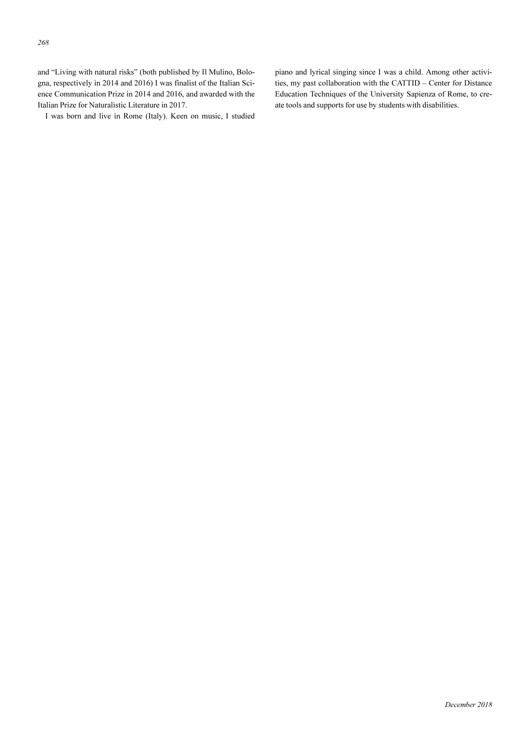and "Living with natural risks" (both published by Il Mulino, Bologna, respectively in 2014 and 2016) I was finalist of the Italian Science Communication Prize in 2014 and 2016, and awarded with the Italian Prize for Naturalistic Literature in 2017.

I was born and live in Rome (Italy). Keen on music, I studied piano and lyrical singing since I was a child. Among other activities, my past collaboration with the CATTID – Center for Distance Education Techniques of the University Sapienza of Rome, to create tools and supports for use by students with disabilities.